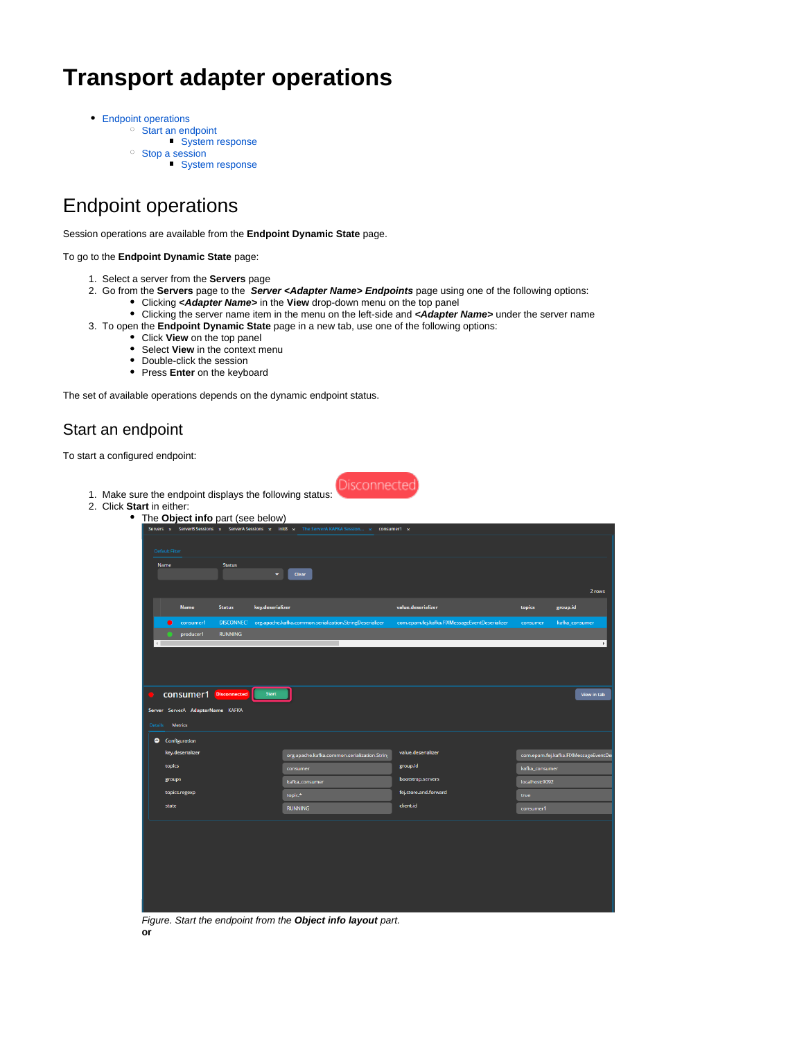# Transport adapter operations

- Endpoint operations
    - Start an endpoint
        - System response
    - Stop a session
        - System response

## Endpoint operations

Session operations are available from the **Endpoint Dynamic State** page.

To go to the **Endpoint Dynamic State** page:

1. Select a server from the **Servers** page
2. Go from the **Servers** page to the ***Server <Adapter Name> Endpoints*** page using one of the following options:
    - Clicking ***<Adapter Name>*** in the **View** drop-down menu on the top panel
    - Clicking the server name item in the menu on the left-side and ***<Adapter Name>*** under the server name
3. To open the **Endpoint Dynamic State** page in a new tab, use one of the following options:
    - Click **View** on the top panel
    - Select **View** in the context menu
    - Double-click the session
    - Press **Enter** on the keyboard

The set of available operations depends on the dynamic endpoint status.

### Start an endpoint

To start a configured endpoint:

1. Make sure the endpoint displays the following status: Disconnected
2. Click **Start** in either:
    - The **Object info** part (see below)

*Figure. Start the endpoint from the **Object info layout** part.*

**or**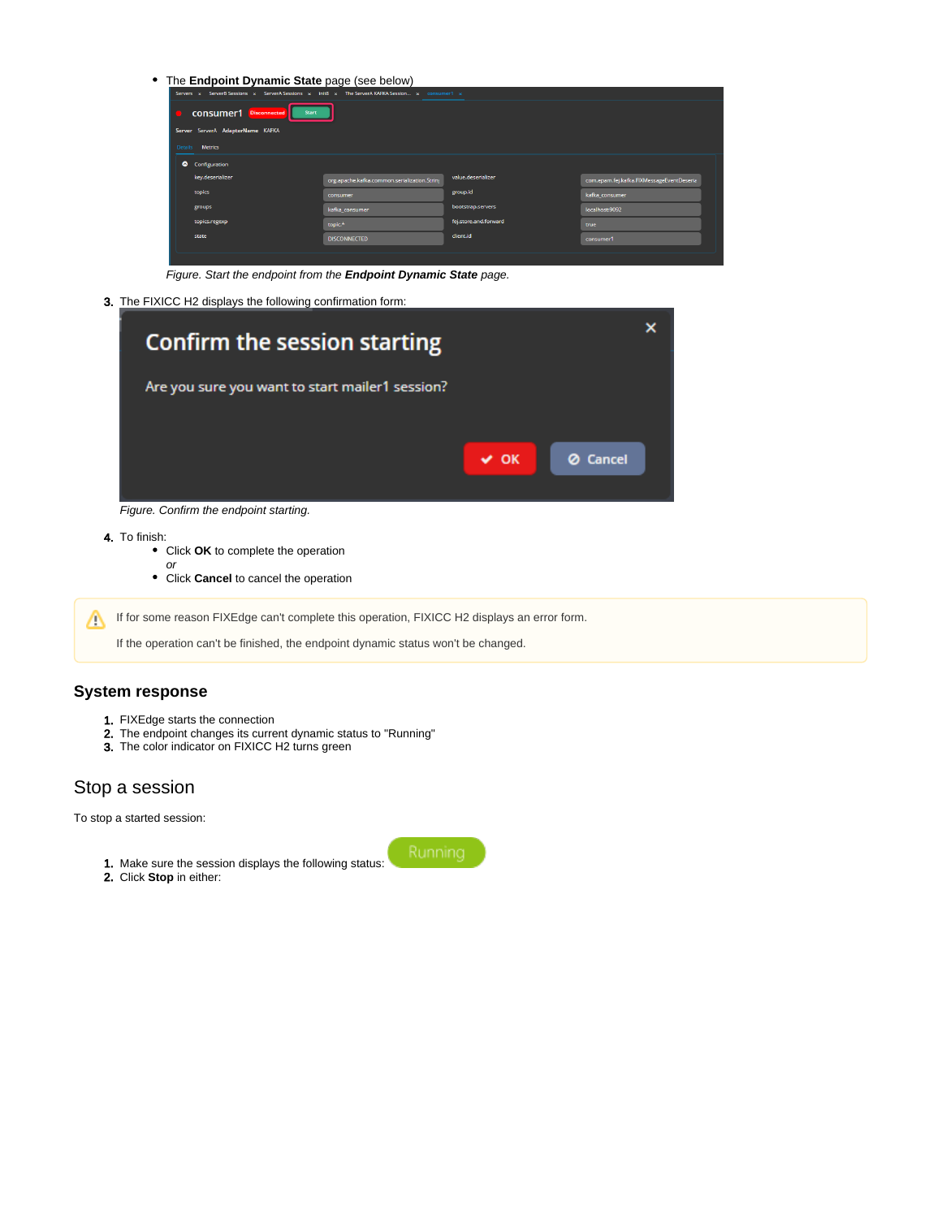- The **Endpoint Dynamic State** page (see below)

*Figure. Start the endpoint from the **Endpoint Dynamic State** page.*

3. The FIXICC H2 displays the following confirmation form:

*Figure. Confirm the endpoint starting.*

4. To finish:
   - Click **OK** to complete the operation
     *or*
   - Click **Cancel** to cancel the operation

> If for some reason FIXEdge can't complete this operation, FIXICC H2 displays an error form.
>
> If the operation can't be finished, the endpoint dynamic status won't be changed.

### System response

1. FIXEdge starts the connection
2. The endpoint changes its current dynamic status to "Running"
3. The color indicator on FIXICC H2 turns green

## Stop a session

To stop a started session:

1. Make sure the session displays the following status: Running
2. Click **Stop** in either: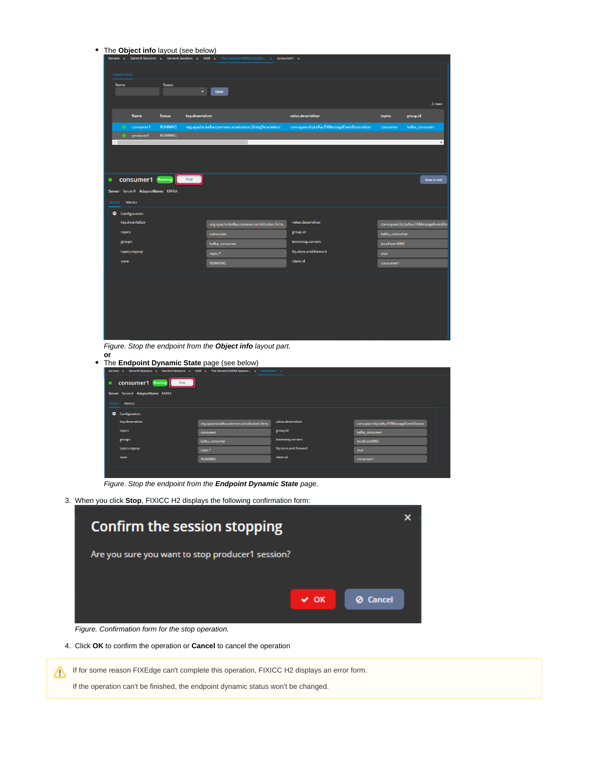- The **Object info** layout (see below)

*Figure. Stop the endpoint from the* ***Object info*** *layout part.*

**or**

- The **Endpoint Dynamic State** page (see below)

*Figure. Stop the endpoint from the* ***Endpoint Dynamic State*** *page.*

3. When you click **Stop**, FIXICC H2 displays the following confirmation form:

*Figure. Confirmation form for the stop operation.*

4. Click **OK** to confirm the operation or **Cancel** to cancel the operation

> If for some reason FIXEdge can't complete this operation, FIXICC H2 displays an error form.
>
> If the operation can't be finished, the endpoint dynamic status won't be changed.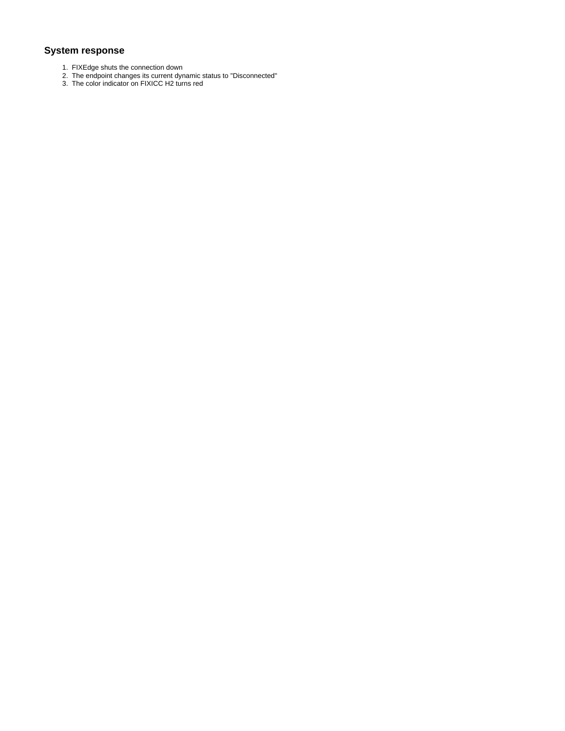### System response

1. FIXEdge shuts the connection down
2. The endpoint changes its current dynamic status to "Disconnected"
3. The color indicator on FIXICC H2 turns red